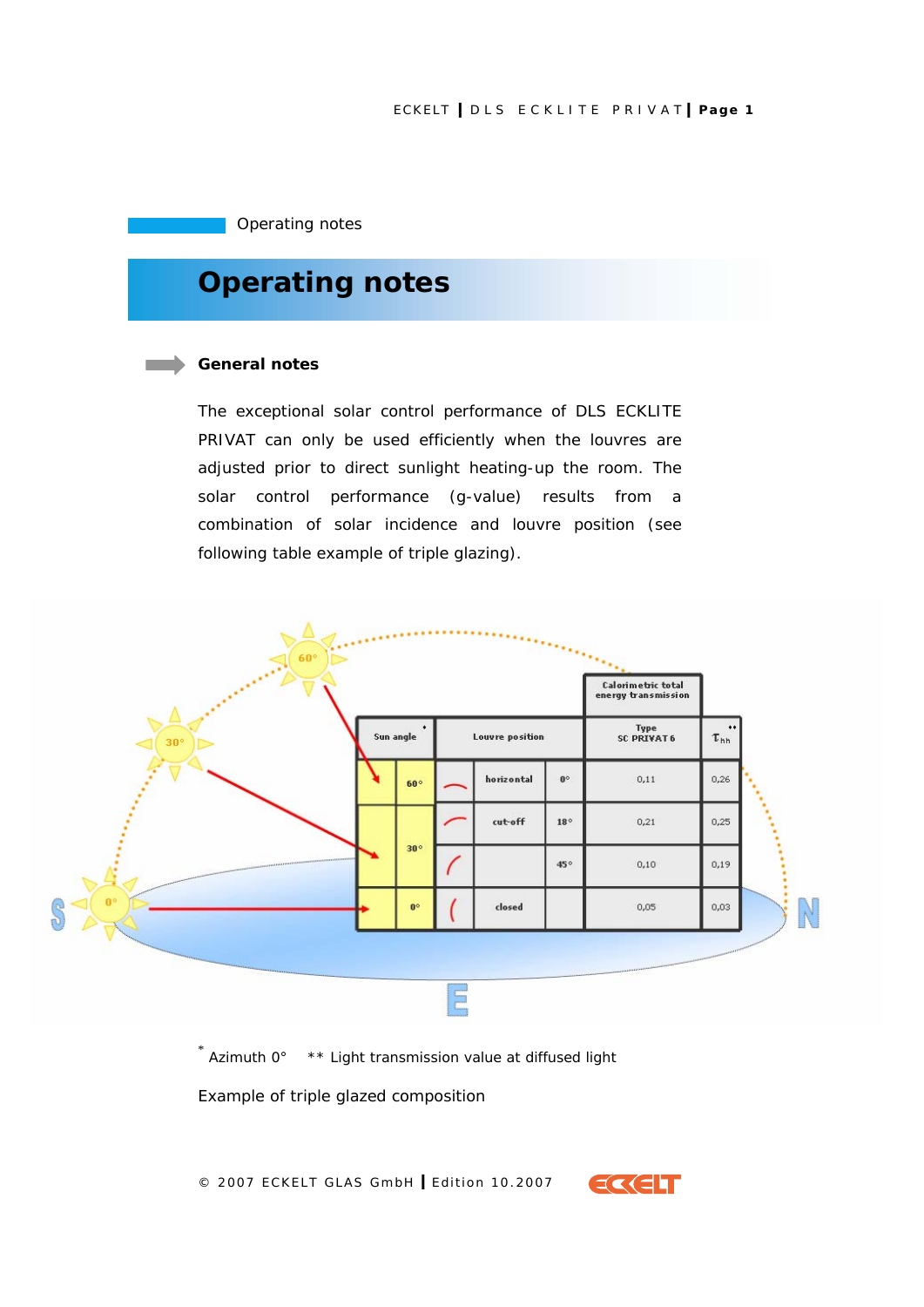Operating notes

# Operating notes

## General notes

The exceptional solar control performance of DLS ECKLITE PRIVAT can only be used efficiently when the louvres are adjusted prior to direct sunlight heating-up the room. The solar control performance (g-value) results from a combination of solar incidence and louvre position (see following table example of triple glazing).

| Sun angle * | Louvre position | | Calorimetric total energy transmission Type SC PRIVAT 6 | $\tau_{hh}$ ** |
|---|---|---|---|---|
| 60° | horizontal | 0° | 0,11 | 0,26 |
| 30° | cut-off | 18° | 0,21 | 0,25 |
| 30° | | 45° | 0,10 | 0,19 |
| 0° | closed | | 0,05 | 0,03 |

* Azimuth 0° ** Light transmission value at diffused light

Example of triple glazed composition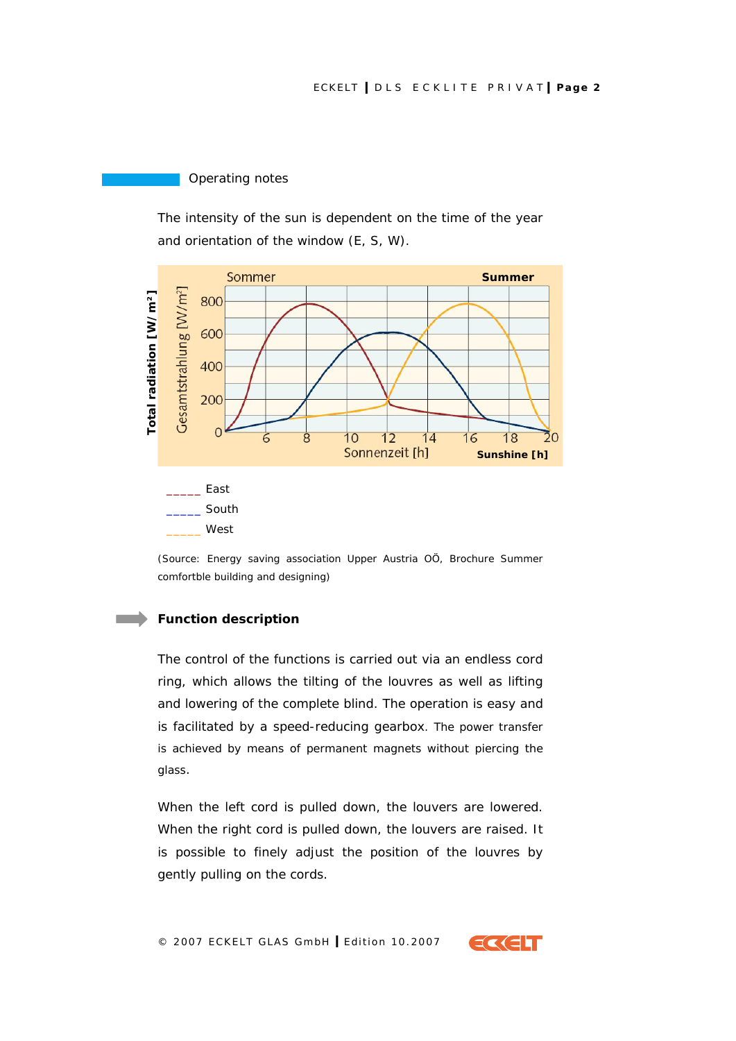## Operating notes

The intensity of the sun is dependent on the time of the year and orientation of the window (E, S, W).

Sommer — Summer

Total radiation [W/ m²] — Gesamtstrahlung [W/m²]

Sonnenzeit [h] — Sunshine [h]

_____ East
_____ South
_____ West

(Source: Energy saving association Upper Austria OÖ, Brochure Summer comfortble building and designing)

## Function description

The control of the functions is carried out via an endless cord ring, which allows the tilting of the louvres as well as lifting and lowering of the complete blind. The operation is easy and is facilitated by a speed-reducing gearbox. The power transfer is achieved by means of permanent magnets without piercing the glass.

When the left cord is pulled down, the louvers are lowered. When the right cord is pulled down, the louvers are raised. It is possible to finely adjust the position of the louvres by gently pulling on the cords.

© 2007 ECKELT GLAS GmbH | Edition 10.2007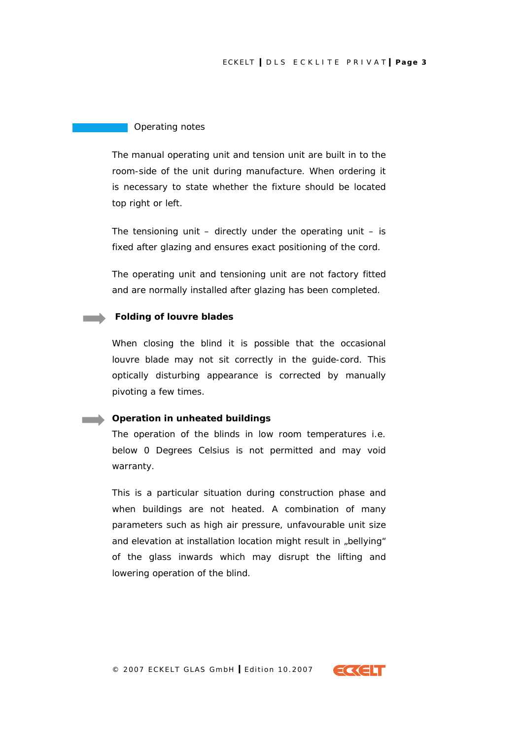## Operating notes

The manual operating unit and tension unit are built in to the room-side of the unit during manufacture. When ordering it is necessary to state whether the fixture should be located top right or left.

The tensioning unit – directly under the operating unit – is fixed after glazing and ensures exact positioning of the cord.

The operating unit and tensioning unit are not factory fitted and are normally installed after glazing has been completed.

### Folding of louvre blades

When closing the blind it is possible that the occasional louvre blade may not sit correctly in the guide-cord. This optically disturbing appearance is corrected by manually pivoting a few times.

### Operation in unheated buildings

The operation of the blinds in low room temperatures i.e. below 0 Degrees Celsius is not permitted and may void warranty.

This is a particular situation during construction phase and when buildings are not heated. A combination of many parameters such as high air pressure, unfavourable unit size and elevation at installation location might result in „bellying“ of the glass inwards which may disrupt the lifting and lowering operation of the blind.

© 2007 ECKELT GLAS GmbH | Edition 10.2007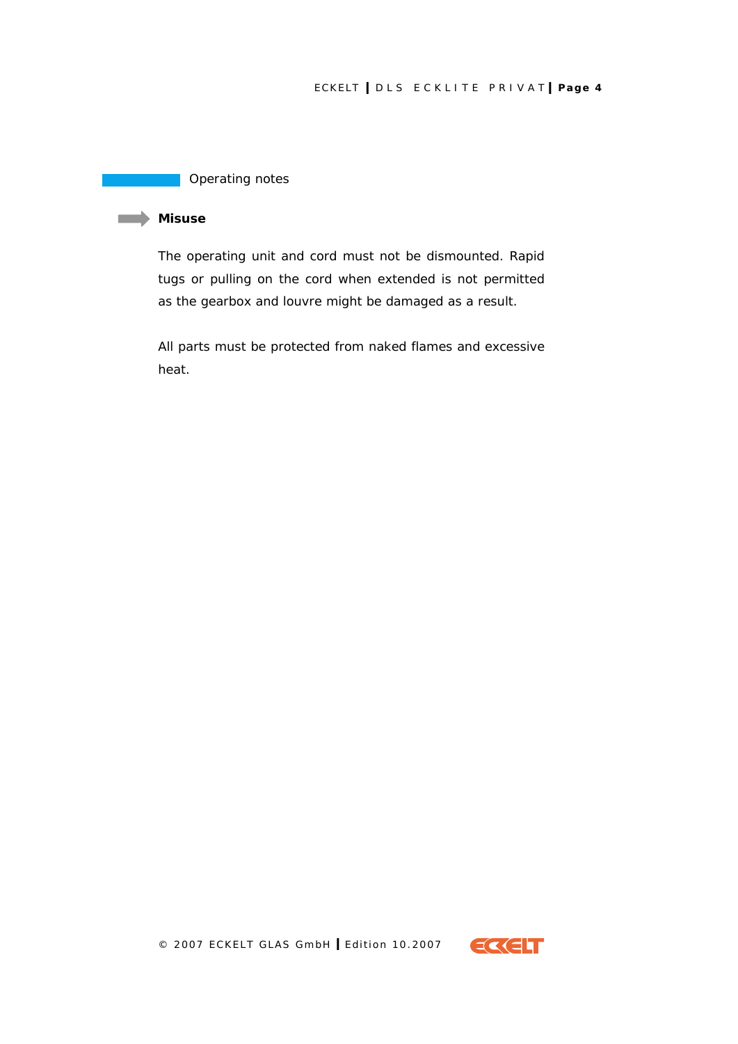## Operating notes

### Misuse

The operating unit and cord must not be dismounted. Rapid tugs or pulling on the cord when extended is not permitted as the gearbox and louvre might be damaged as a result.

All parts must be protected from naked flames and excessive heat.